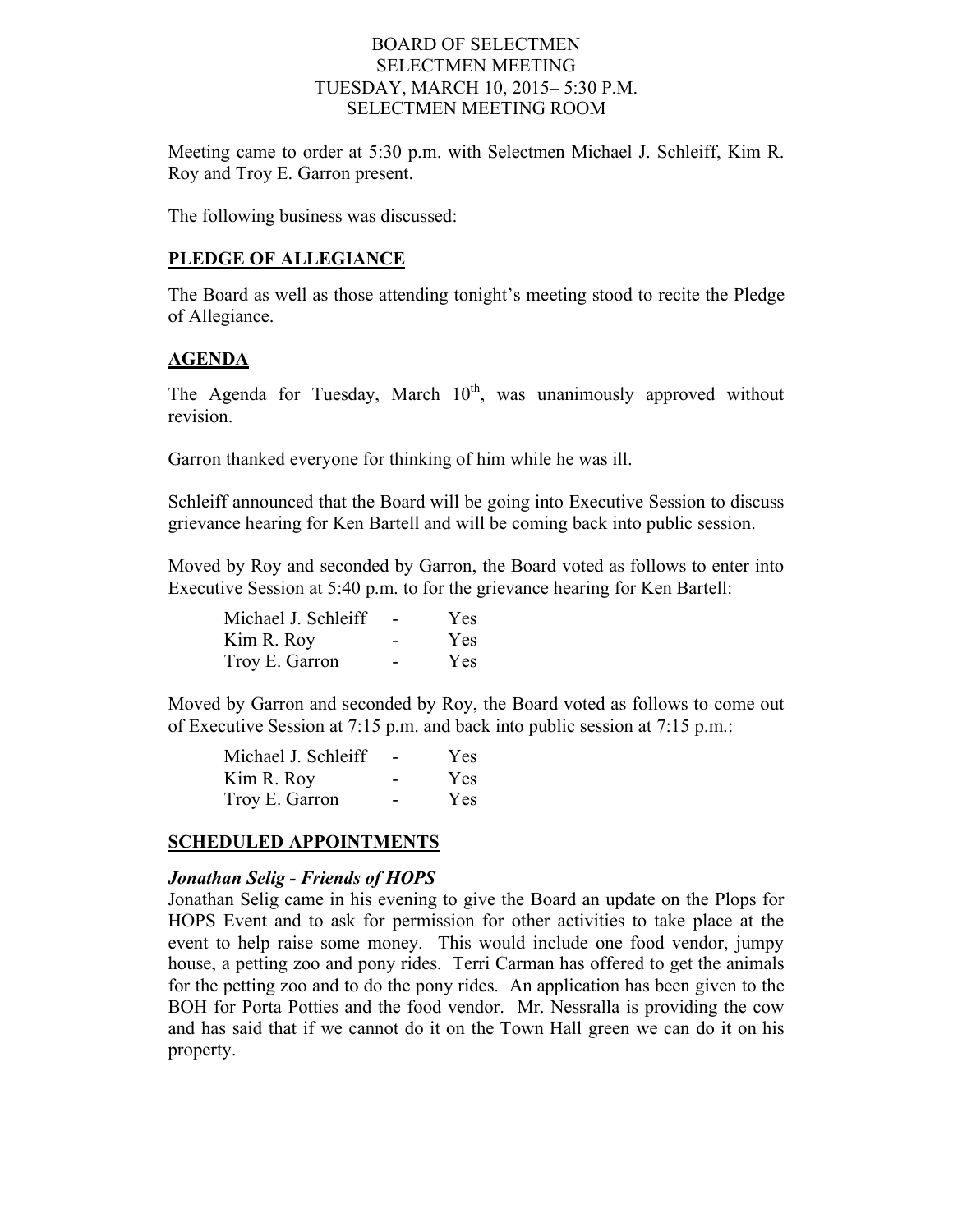BOARD OF SELECTMEN
SELECTMEN MEETING
TUESDAY, MARCH 10, 2015– 5:30 P.M.
SELECTMEN MEETING ROOM

Meeting came to order at 5:30 p.m. with Selectmen Michael J. Schleiff, Kim R. Roy and Troy E. Garron present.

The following business was discussed:

## PLEDGE OF ALLEGIANCE

The Board as well as those attending tonight's meeting stood to recite the Pledge of Allegiance.

## AGENDA

The Agenda for Tuesday, March 10th, was unanimously approved without revision.

Garron thanked everyone for thinking of him while he was ill.

Schleiff announced that the Board will be going into Executive Session to discuss grievance hearing for Ken Bartell and will be coming back into public session.

Moved by Roy and seconded by Garron, the Board voted as follows to enter into Executive Session at 5:40 p.m. to for the grievance hearing for Ken Bartell:

| | | |
|---|---|---|
| Michael J. Schleiff | - | Yes |
| Kim R. Roy | - | Yes |
| Troy E. Garron | - | Yes |

Moved by Garron and seconded by Roy, the Board voted as follows to come out of Executive Session at 7:15 p.m. and back into public session at 7:15 p.m.:

| | | |
|---|---|---|
| Michael J. Schleiff | - | Yes |
| Kim R. Roy | - | Yes |
| Troy E. Garron | - | Yes |

## SCHEDULED APPOINTMENTS

### *Jonathan Selig - Friends of HOPS*

Jonathan Selig came in his evening to give the Board an update on the Plops for HOPS Event and to ask for permission for other activities to take place at the event to help raise some money. This would include one food vendor, jumpy house, a petting zoo and pony rides. Terri Carman has offered to get the animals for the petting zoo and to do the pony rides. An application has been given to the BOH for Porta Potties and the food vendor. Mr. Nessralla is providing the cow and has said that if we cannot do it on the Town Hall green we can do it on his property.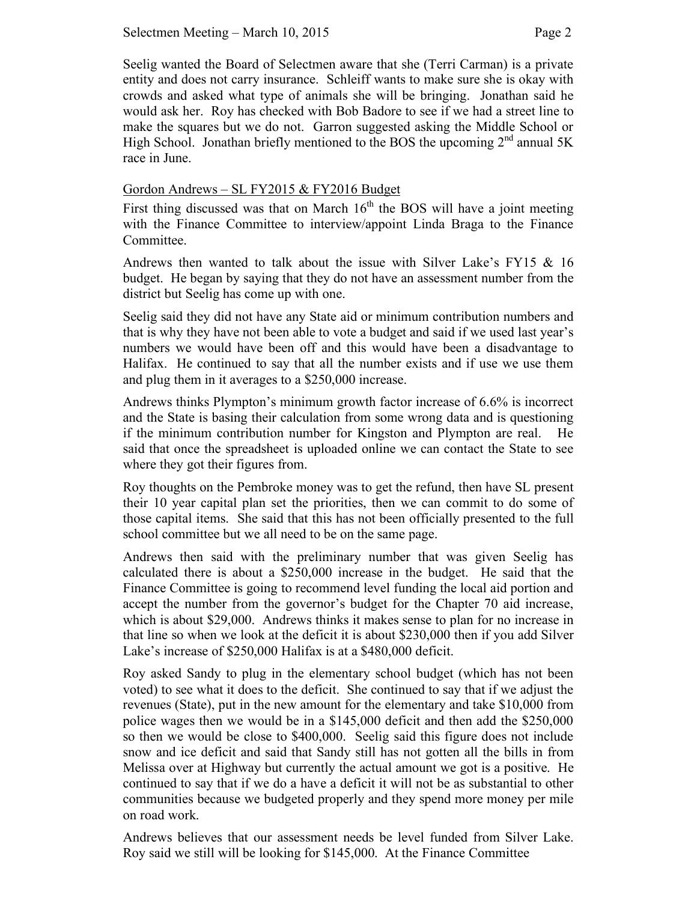Seelig wanted the Board of Selectmen aware that she (Terri Carman) is a private entity and does not carry insurance. Schleiff wants to make sure she is okay with crowds and asked what type of animals she will be bringing. Jonathan said he would ask her. Roy has checked with Bob Badore to see if we had a street line to make the squares but we do not. Garron suggested asking the Middle School or High School. Jonathan briefly mentioned to the BOS the upcoming 2nd annual 5K race in June.

Gordon Andrews – SL FY2015 & FY2016 Budget

First thing discussed was that on March 16th the BOS will have a joint meeting with the Finance Committee to interview/appoint Linda Braga to the Finance Committee.

Andrews then wanted to talk about the issue with Silver Lake's FY15 & 16 budget. He began by saying that they do not have an assessment number from the district but Seelig has come up with one.

Seelig said they did not have any State aid or minimum contribution numbers and that is why they have not been able to vote a budget and said if we used last year's numbers we would have been off and this would have been a disadvantage to Halifax. He continued to say that all the number exists and if use we use them and plug them in it averages to a $250,000 increase.

Andrews thinks Plympton's minimum growth factor increase of 6.6% is incorrect and the State is basing their calculation from some wrong data and is questioning if the minimum contribution number for Kingston and Plympton are real. He said that once the spreadsheet is uploaded online we can contact the State to see where they got their figures from.

Roy thoughts on the Pembroke money was to get the refund, then have SL present their 10 year capital plan set the priorities, then we can commit to do some of those capital items. She said that this has not been officially presented to the full school committee but we all need to be on the same page.

Andrews then said with the preliminary number that was given Seelig has calculated there is about a $250,000 increase in the budget. He said that the Finance Committee is going to recommend level funding the local aid portion and accept the number from the governor's budget for the Chapter 70 aid increase, which is about $29,000. Andrews thinks it makes sense to plan for no increase in that line so when we look at the deficit it is about $230,000 then if you add Silver Lake's increase of $250,000 Halifax is at a $480,000 deficit.

Roy asked Sandy to plug in the elementary school budget (which has not been voted) to see what it does to the deficit. She continued to say that if we adjust the revenues (State), put in the new amount for the elementary and take $10,000 from police wages then we would be in a $145,000 deficit and then add the $250,000 so then we would be close to $400,000. Seelig said this figure does not include snow and ice deficit and said that Sandy still has not gotten all the bills in from Melissa over at Highway but currently the actual amount we got is a positive. He continued to say that if we do a have a deficit it will not be as substantial to other communities because we budgeted properly and they spend more money per mile on road work.

Andrews believes that our assessment needs be level funded from Silver Lake. Roy said we still will be looking for $145,000. At the Finance Committee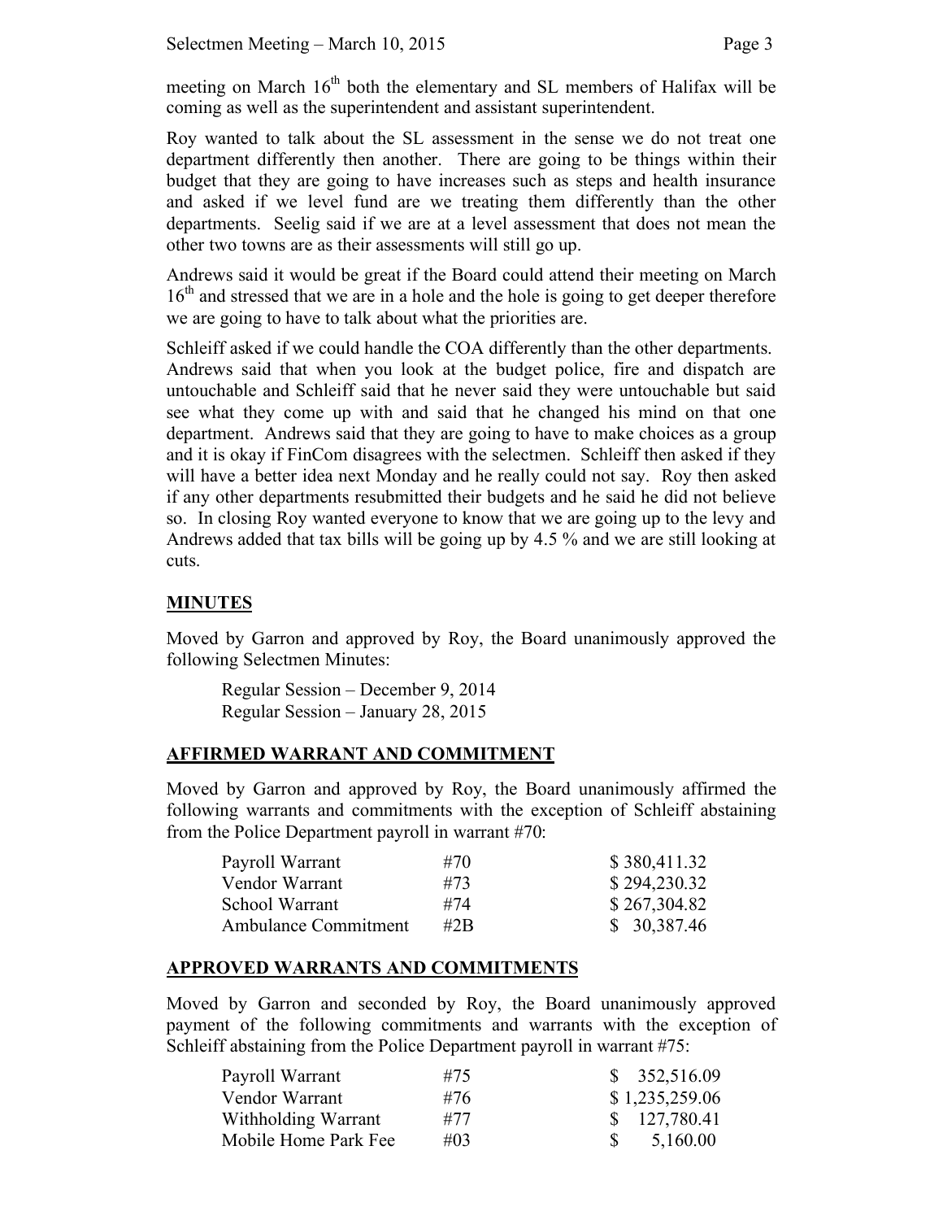meeting on March 16th both the elementary and SL members of Halifax will be coming as well as the superintendent and assistant superintendent.

Roy wanted to talk about the SL assessment in the sense we do not treat one department differently then another. There are going to be things within their budget that they are going to have increases such as steps and health insurance and asked if we level fund are we treating them differently than the other departments. Seelig said if we are at a level assessment that does not mean the other two towns are as their assessments will still go up.

Andrews said it would be great if the Board could attend their meeting on March 16th and stressed that we are in a hole and the hole is going to get deeper therefore we are going to have to talk about what the priorities are.

Schleiff asked if we could handle the COA differently than the other departments. Andrews said that when you look at the budget police, fire and dispatch are untouchable and Schleiff said that he never said they were untouchable but said see what they come up with and said that he changed his mind on that one department. Andrews said that they are going to have to make choices as a group and it is okay if FinCom disagrees with the selectmen. Schleiff then asked if they will have a better idea next Monday and he really could not say. Roy then asked if any other departments resubmitted their budgets and he said he did not believe so. In closing Roy wanted everyone to know that we are going up to the levy and Andrews added that tax bills will be going up by 4.5 % and we are still looking at cuts.

## MINUTES

Moved by Garron and approved by Roy, the Board unanimously approved the following Selectmen Minutes:

Regular Session – December 9, 2014
Regular Session – January 28, 2015

## AFFIRMED WARRANT AND COMMITMENT

Moved by Garron and approved by Roy, the Board unanimously affirmed the following warrants and commitments with the exception of Schleiff abstaining from the Police Department payroll in warrant #70:

| | | |
|---|---|---|
| Payroll Warrant | #70 | $ 380,411.32 |
| Vendor Warrant | #73 | $ 294,230.32 |
| School Warrant | #74 | $ 267,304.82 |
| Ambulance Commitment | #2B | $ 30,387.46 |

## APPROVED WARRANTS AND COMMITMENTS

Moved by Garron and seconded by Roy, the Board unanimously approved payment of the following commitments and warrants with the exception of Schleiff abstaining from the Police Department payroll in warrant #75:

| | | |
|---|---|---|
| Payroll Warrant | #75 | $ 352,516.09 |
| Vendor Warrant | #76 | $ 1,235,259.06 |
| Withholding Warrant | #77 | $ 127,780.41 |
| Mobile Home Park Fee | #03 | $ 5,160.00 |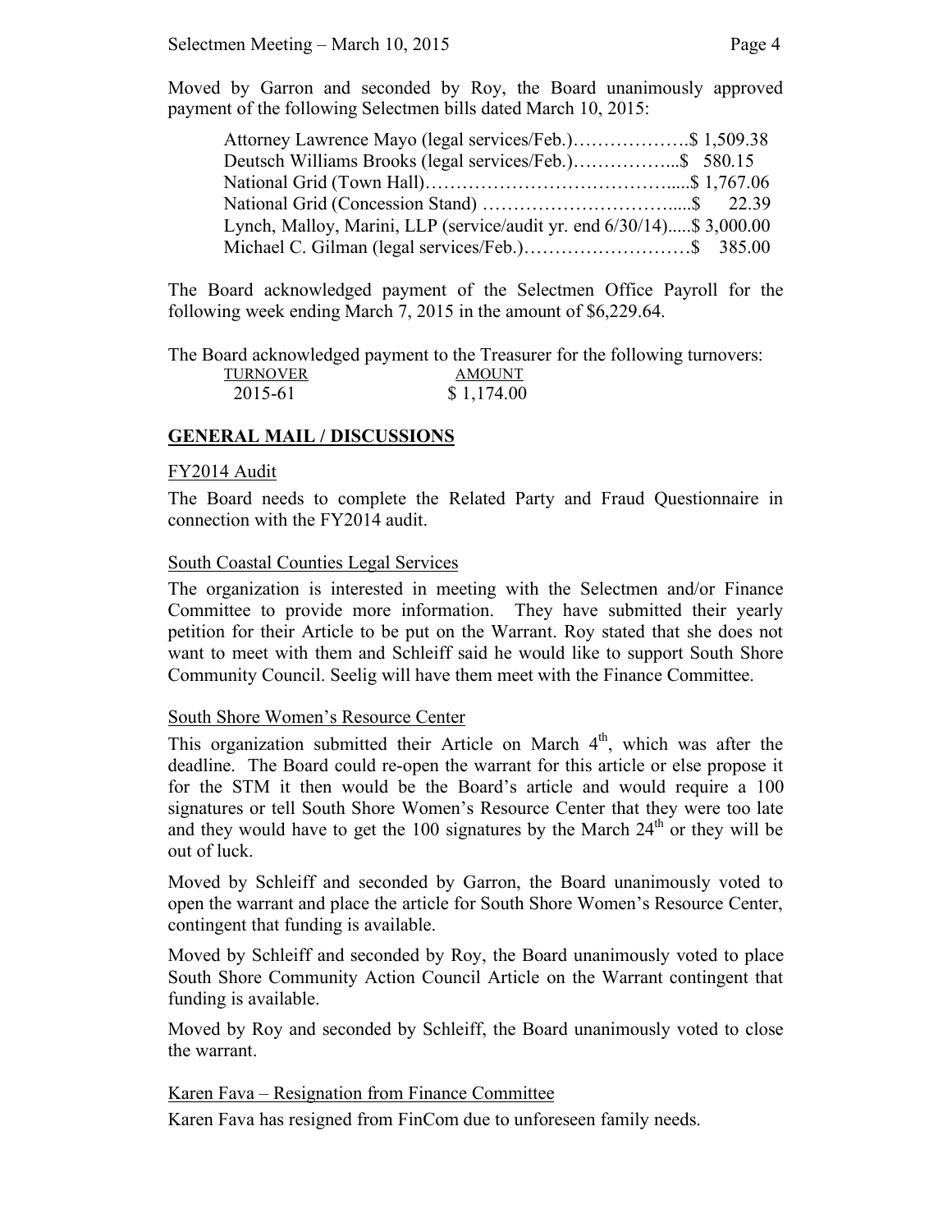Moved by Garron and seconded by Roy, the Board unanimously approved payment of the following Selectmen bills dated March 10, 2015:

Attorney Lawrence Mayo (legal services/Feb.)……………….$ 1,509.38
Deutsch Williams Brooks (legal services/Feb.)……………...$ 580.15
National Grid (Town Hall)…………………………………....$ 1,767.06
National Grid (Concession Stand) …………………………....$ 22.39
Lynch, Malloy, Marini, LLP (service/audit yr. end 6/30/14).....$ 3,000.00
Michael C. Gilman (legal services/Feb.)………………………$ 385.00

The Board acknowledged payment of the Selectmen Office Payroll for the following week ending March 7, 2015 in the amount of $6,229.64.

The Board acknowledged payment to the Treasurer for the following turnovers:

| TURNOVER | AMOUNT |
|---|---|
| 2015-61 | $ 1,174.00 |

## GENERAL MAIL / DISCUSSIONS

FY2014 Audit

The Board needs to complete the Related Party and Fraud Questionnaire in connection with the FY2014 audit.

South Coastal Counties Legal Services

The organization is interested in meeting with the Selectmen and/or Finance Committee to provide more information. They have submitted their yearly petition for their Article to be put on the Warrant. Roy stated that she does not want to meet with them and Schleiff said he would like to support South Shore Community Council. Seelig will have them meet with the Finance Committee.

South Shore Women's Resource Center

This organization submitted their Article on March 4th, which was after the deadline. The Board could re-open the warrant for this article or else propose it for the STM it then would be the Board's article and would require a 100 signatures or tell South Shore Women's Resource Center that they were too late and they would have to get the 100 signatures by the March 24th or they will be out of luck.

Moved by Schleiff and seconded by Garron, the Board unanimously voted to open the warrant and place the article for South Shore Women's Resource Center, contingent that funding is available.

Moved by Schleiff and seconded by Roy, the Board unanimously voted to place South Shore Community Action Council Article on the Warrant contingent that funding is available.

Moved by Roy and seconded by Schleiff, the Board unanimously voted to close the warrant.

Karen Fava – Resignation from Finance Committee

Karen Fava has resigned from FinCom due to unforeseen family needs.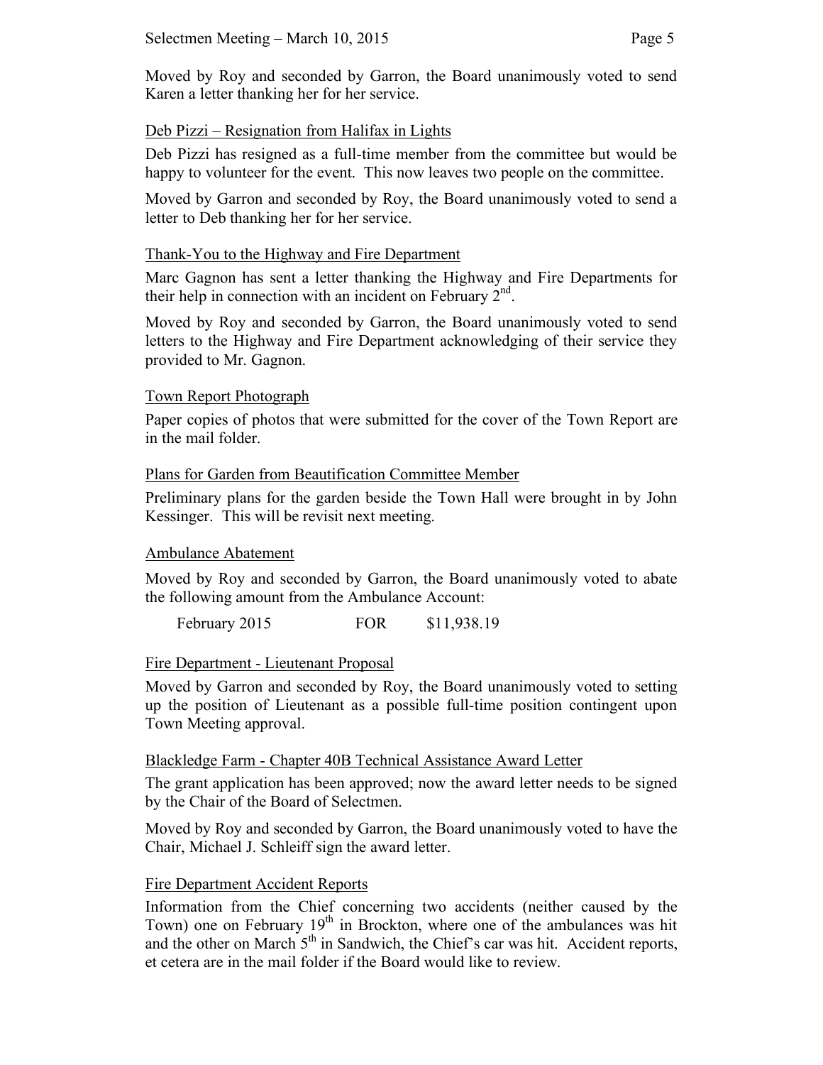Moved by Roy and seconded by Garron, the Board unanimously voted to send Karen a letter thanking her for her service.

<u>Deb Pizzi – Resignation from Halifax in Lights</u>

Deb Pizzi has resigned as a full-time member from the committee but would be happy to volunteer for the event. This now leaves two people on the committee.

Moved by Garron and seconded by Roy, the Board unanimously voted to send a letter to Deb thanking her for her service.

<u>Thank-You to the Highway and Fire Department</u>

Marc Gagnon has sent a letter thanking the Highway and Fire Departments for their help in connection with an incident on February 2nd.

Moved by Roy and seconded by Garron, the Board unanimously voted to send letters to the Highway and Fire Department acknowledging of their service they provided to Mr. Gagnon.

<u>Town Report Photograph</u>

Paper copies of photos that were submitted for the cover of the Town Report are in the mail folder.

<u>Plans for Garden from Beautification Committee Member</u>

Preliminary plans for the garden beside the Town Hall were brought in by John Kessinger. This will be revisit next meeting.

<u>Ambulance Abatement</u>

Moved by Roy and seconded by Garron, the Board unanimously voted to abate the following amount from the Ambulance Account:

February 2015 FOR $11,938.19

<u>Fire Department - Lieutenant Proposal</u>

Moved by Garron and seconded by Roy, the Board unanimously voted to setting up the position of Lieutenant as a possible full-time position contingent upon Town Meeting approval.

<u>Blackledge Farm - Chapter 40B Technical Assistance Award Letter</u>

The grant application has been approved; now the award letter needs to be signed by the Chair of the Board of Selectmen.

Moved by Roy and seconded by Garron, the Board unanimously voted to have the Chair, Michael J. Schleiff sign the award letter.

<u>Fire Department Accident Reports</u>

Information from the Chief concerning two accidents (neither caused by the Town) one on February 19th in Brockton, where one of the ambulances was hit and the other on March 5th in Sandwich, the Chief's car was hit. Accident reports, et cetera are in the mail folder if the Board would like to review.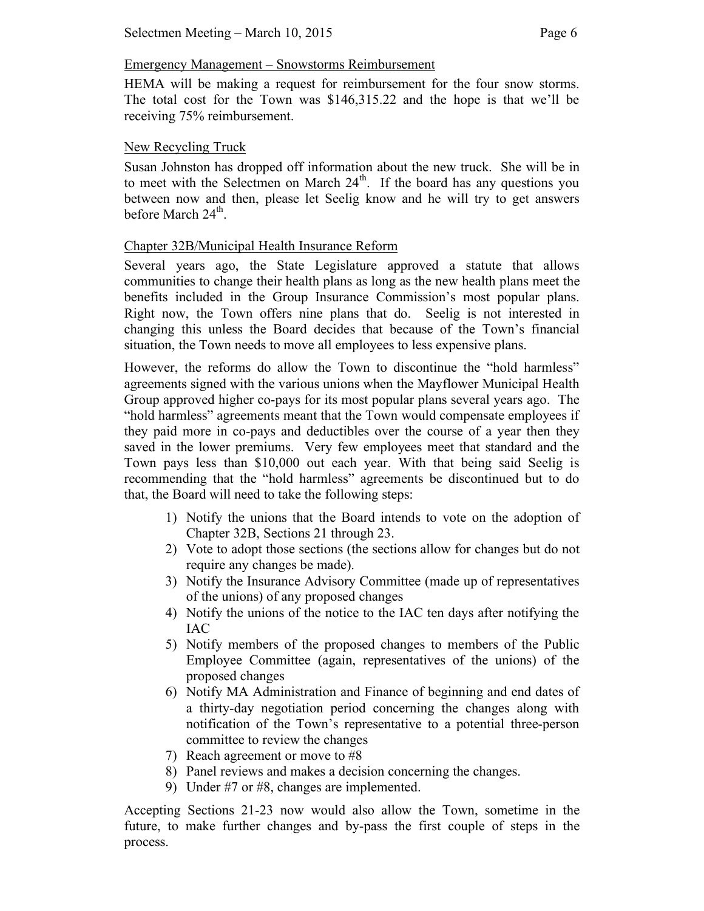Emergency Management – Snowstorms Reimbursement

HEMA will be making a request for reimbursement for the four snow storms. The total cost for the Town was $146,315.22 and the hope is that we'll be receiving 75% reimbursement.

New Recycling Truck

Susan Johnston has dropped off information about the new truck. She will be in to meet with the Selectmen on March 24th. If the board has any questions you between now and then, please let Seelig know and he will try to get answers before March 24th.

Chapter 32B/Municipal Health Insurance Reform

Several years ago, the State Legislature approved a statute that allows communities to change their health plans as long as the new health plans meet the benefits included in the Group Insurance Commission's most popular plans. Right now, the Town offers nine plans that do. Seelig is not interested in changing this unless the Board decides that because of the Town's financial situation, the Town needs to move all employees to less expensive plans.

However, the reforms do allow the Town to discontinue the "hold harmless" agreements signed with the various unions when the Mayflower Municipal Health Group approved higher co-pays for its most popular plans several years ago. The "hold harmless" agreements meant that the Town would compensate employees if they paid more in co-pays and deductibles over the course of a year then they saved in the lower premiums. Very few employees meet that standard and the Town pays less than $10,000 out each year. With that being said Seelig is recommending that the "hold harmless" agreements be discontinued but to do that, the Board will need to take the following steps:

1) Notify the unions that the Board intends to vote on the adoption of Chapter 32B, Sections 21 through 23.
2) Vote to adopt those sections (the sections allow for changes but do not require any changes be made).
3) Notify the Insurance Advisory Committee (made up of representatives of the unions) of any proposed changes
4) Notify the unions of the notice to the IAC ten days after notifying the IAC
5) Notify members of the proposed changes to members of the Public Employee Committee (again, representatives of the unions) of the proposed changes
6) Notify MA Administration and Finance of beginning and end dates of a thirty-day negotiation period concerning the changes along with notification of the Town's representative to a potential three-person committee to review the changes
7) Reach agreement or move to #8
8) Panel reviews and makes a decision concerning the changes.
9) Under #7 or #8, changes are implemented.

Accepting Sections 21-23 now would also allow the Town, sometime in the future, to make further changes and by-pass the first couple of steps in the process.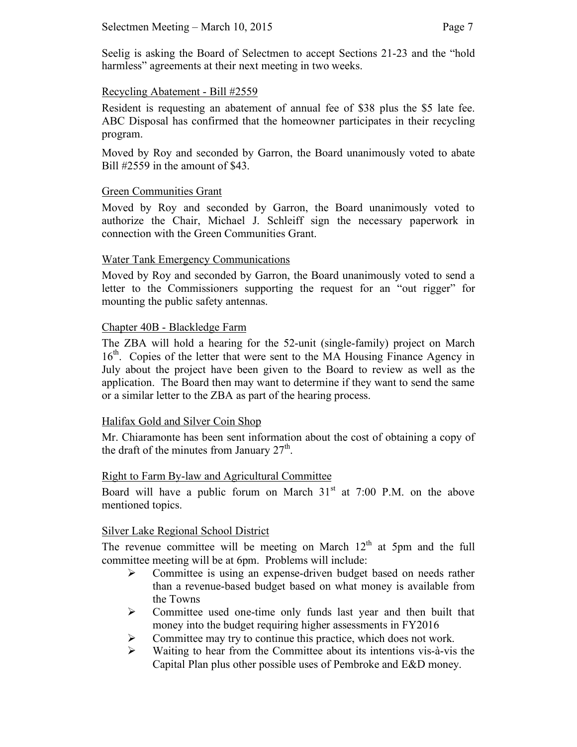Seelig is asking the Board of Selectmen to accept Sections 21-23 and the "hold harmless" agreements at their next meeting in two weeks.

## Recycling Abatement - Bill #2559

Resident is requesting an abatement of annual fee of $38 plus the $5 late fee. ABC Disposal has confirmed that the homeowner participates in their recycling program.

Moved by Roy and seconded by Garron, the Board unanimously voted to abate Bill #2559 in the amount of $43.

## Green Communities Grant

Moved by Roy and seconded by Garron, the Board unanimously voted to authorize the Chair, Michael J. Schleiff sign the necessary paperwork in connection with the Green Communities Grant.

## Water Tank Emergency Communications

Moved by Roy and seconded by Garron, the Board unanimously voted to send a letter to the Commissioners supporting the request for an "out rigger" for mounting the public safety antennas.

## Chapter 40B - Blackledge Farm

The ZBA will hold a hearing for the 52-unit (single-family) project on March 16th. Copies of the letter that were sent to the MA Housing Finance Agency in July about the project have been given to the Board to review as well as the application. The Board then may want to determine if they want to send the same or a similar letter to the ZBA as part of the hearing process.

## Halifax Gold and Silver Coin Shop

Mr. Chiaramonte has been sent information about the cost of obtaining a copy of the draft of the minutes from January 27th.

## Right to Farm By-law and Agricultural Committee

Board will have a public forum on March 31st at 7:00 P.M. on the above mentioned topics.

## Silver Lake Regional School District

The revenue committee will be meeting on March 12th at 5pm and the full committee meeting will be at 6pm. Problems will include:

- Committee is using an expense-driven budget based on needs rather than a revenue-based budget based on what money is available from the Towns
- Committee used one-time only funds last year and then built that money into the budget requiring higher assessments in FY2016
- Committee may try to continue this practice, which does not work.
- Waiting to hear from the Committee about its intentions vis-à-vis the Capital Plan plus other possible uses of Pembroke and E&D money.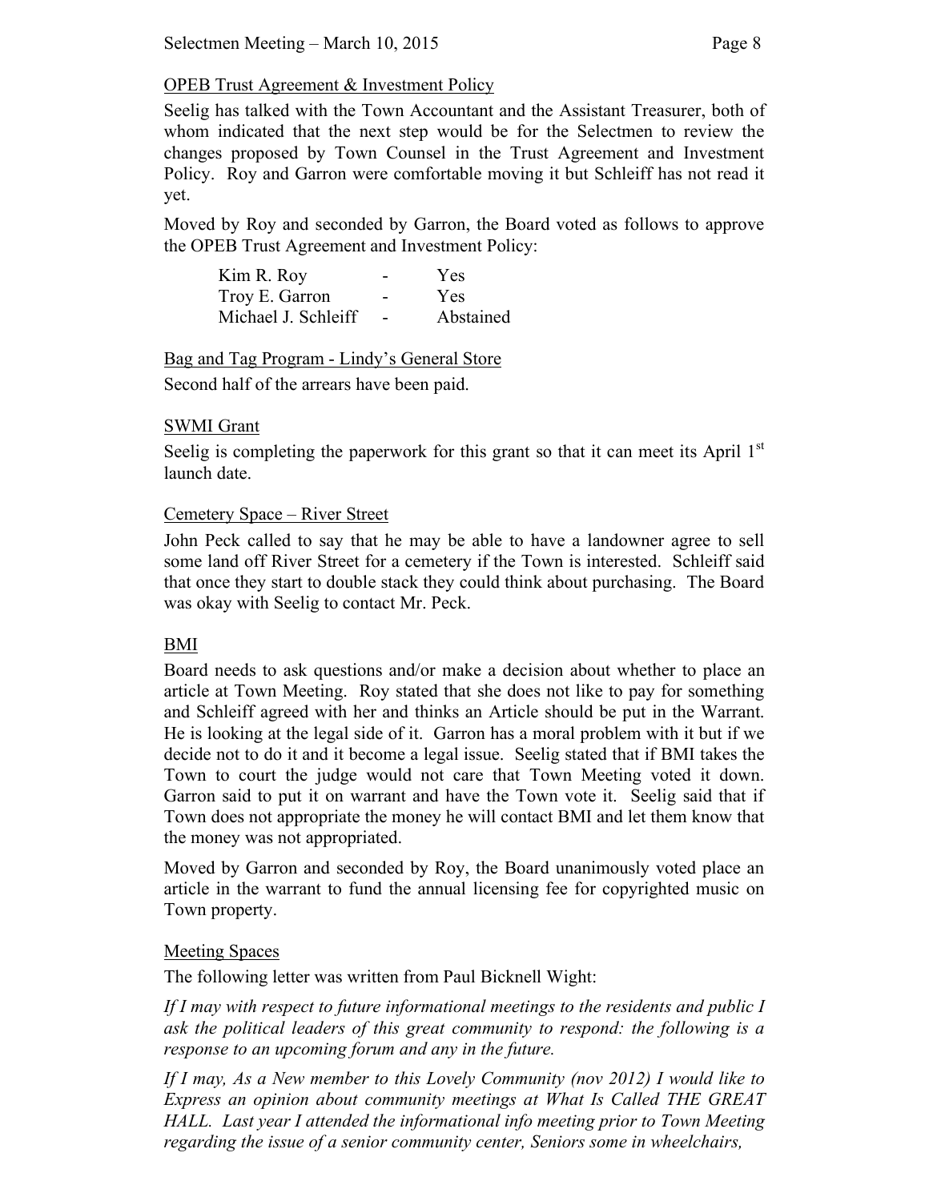OPEB Trust Agreement & Investment Policy

Seelig has talked with the Town Accountant and the Assistant Treasurer, both of whom indicated that the next step would be for the Selectmen to review the changes proposed by Town Counsel in the Trust Agreement and Investment Policy. Roy and Garron were comfortable moving it but Schleiff has not read it yet.

Moved by Roy and seconded by Garron, the Board voted as follows to approve the OPEB Trust Agreement and Investment Policy:

| | | |
|---|---|---|
| Kim R. Roy | - | Yes |
| Troy E. Garron | - | Yes |
| Michael J. Schleiff | - | Abstained |

Bag and Tag Program - Lindy's General Store

Second half of the arrears have been paid.

SWMI Grant

Seelig is completing the paperwork for this grant so that it can meet its April 1st launch date.

Cemetery Space – River Street

John Peck called to say that he may be able to have a landowner agree to sell some land off River Street for a cemetery if the Town is interested. Schleiff said that once they start to double stack they could think about purchasing. The Board was okay with Seelig to contact Mr. Peck.

BMI

Board needs to ask questions and/or make a decision about whether to place an article at Town Meeting. Roy stated that she does not like to pay for something and Schleiff agreed with her and thinks an Article should be put in the Warrant. He is looking at the legal side of it. Garron has a moral problem with it but if we decide not to do it and it become a legal issue. Seelig stated that if BMI takes the Town to court the judge would not care that Town Meeting voted it down. Garron said to put it on warrant and have the Town vote it. Seelig said that if Town does not appropriate the money he will contact BMI and let them know that the money was not appropriated.

Moved by Garron and seconded by Roy, the Board unanimously voted place an article in the warrant to fund the annual licensing fee for copyrighted music on Town property.

Meeting Spaces

The following letter was written from Paul Bicknell Wight:

*If I may with respect to future informational meetings to the residents and public I ask the political leaders of this great community to respond: the following is a response to an upcoming forum and any in the future.*

*If I may, As a New member to this Lovely Community (nov 2012) I would like to Express an opinion about community meetings at What Is Called THE GREAT HALL. Last year I attended the informational info meeting prior to Town Meeting regarding the issue of a senior community center, Seniors some in wheelchairs,*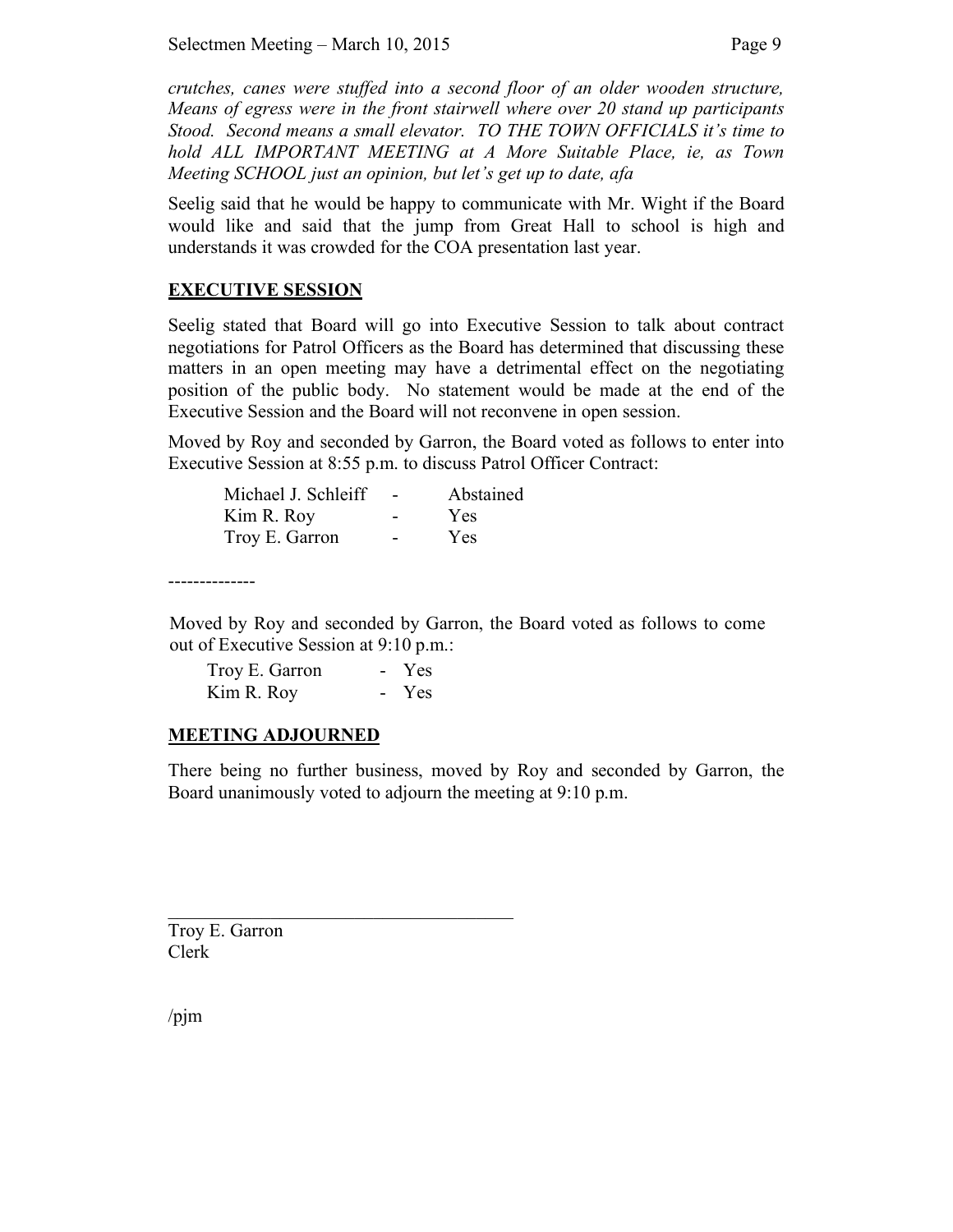*crutches, canes were stuffed into a second floor of an older wooden structure, Means of egress were in the front stairwell where over 20 stand up participants Stood. Second means a small elevator. TO THE TOWN OFFICIALS it's time to hold ALL IMPORTANT MEETING at A More Suitable Place, ie, as Town Meeting SCHOOL just an opinion, but let's get up to date, afa*

Seelig said that he would be happy to communicate with Mr. Wight if the Board would like and said that the jump from Great Hall to school is high and understands it was crowded for the COA presentation last year.

## EXECUTIVE SESSION

Seelig stated that Board will go into Executive Session to talk about contract negotiations for Patrol Officers as the Board has determined that discussing these matters in an open meeting may have a detrimental effect on the negotiating position of the public body. No statement would be made at the end of the Executive Session and the Board will not reconvene in open session.

Moved by Roy and seconded by Garron, the Board voted as follows to enter into Executive Session at 8:55 p.m. to discuss Patrol Officer Contract:

| | | |
|---|---|---|
| Michael J. Schleiff | - | Abstained |
| Kim R. Roy | - | Yes |
| Troy E. Garron | - | Yes |

--------------

Moved by Roy and seconded by Garron, the Board voted as follows to come out of Executive Session at 9:10 p.m.:

| | | |
|---|---|---|
| Troy E. Garron | - | Yes |
| Kim R. Roy | - | Yes |

## MEETING ADJOURNED

There being no further business, moved by Roy and seconded by Garron, the Board unanimously voted to adjourn the meeting at 9:10 p.m.

\_\_\_\_\_\_\_\_\_\_\_\_\_\_\_\_\_\_\_\_\_\_\_\_\_\_\_\_\_\_\_\_\_\_\_\_\_\_

Troy E. Garron
Clerk

/pjm